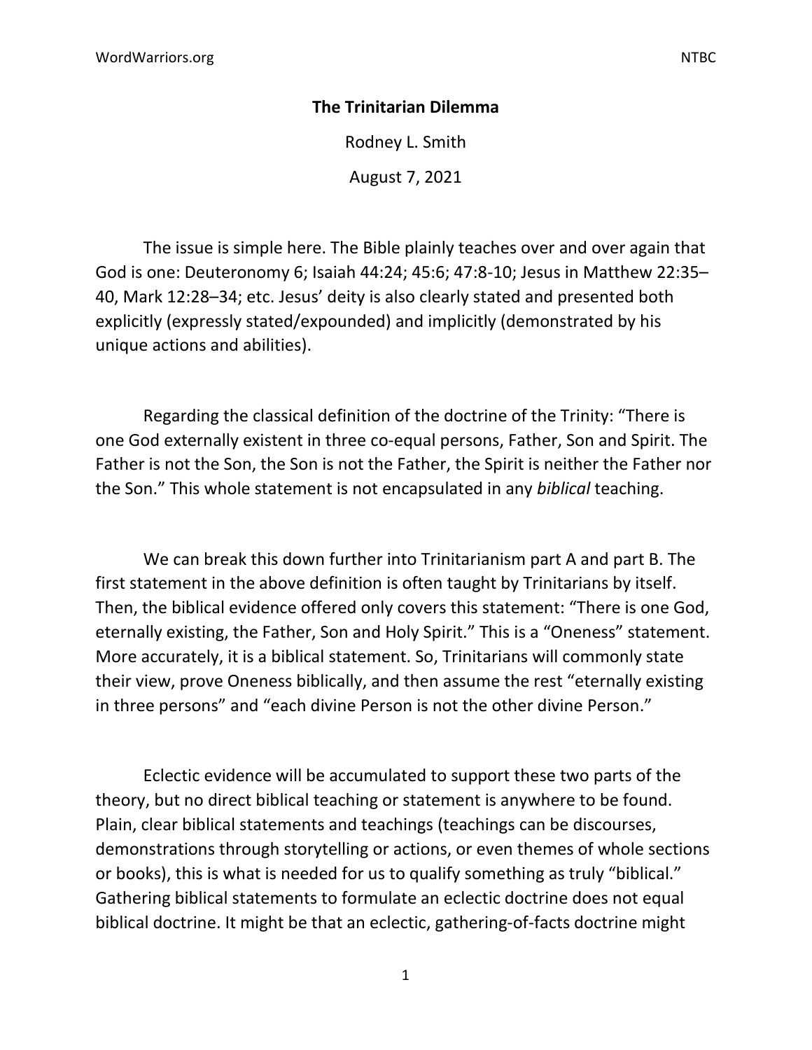**The Trinitarian Dilemma**

Rodney L. Smith

August 7, 2021

The issue is simple here. The Bible plainly teaches over and over again that God is one: Deuteronomy 6; Isaiah 44:24; 45:6; 47:8-10; Jesus in Matthew 22:35–40, Mark 12:28–34; etc. Jesus' deity is also clearly stated and presented both explicitly (expressly stated/expounded) and implicitly (demonstrated by his unique actions and abilities).

Regarding the classical definition of the doctrine of the Trinity: "There is one God externally existent in three co-equal persons, Father, Son and Spirit. The Father is not the Son, the Son is not the Father, the Spirit is neither the Father nor the Son." This whole statement is not encapsulated in any *biblical* teaching.

We can break this down further into Trinitarianism part A and part B. The first statement in the above definition is often taught by Trinitarians by itself. Then, the biblical evidence offered only covers this statement: "There is one God, eternally existing, the Father, Son and Holy Spirit." This is a "Oneness" statement. More accurately, it is a biblical statement. So, Trinitarians will commonly state their view, prove Oneness biblically, and then assume the rest "eternally existing in three persons" and "each divine Person is not the other divine Person."

Eclectic evidence will be accumulated to support these two parts of the theory, but no direct biblical teaching or statement is anywhere to be found. Plain, clear biblical statements and teachings (teachings can be discourses, demonstrations through storytelling or actions, or even themes of whole sections or books), this is what is needed for us to qualify something as truly "biblical." Gathering biblical statements to formulate an eclectic doctrine does not equal biblical doctrine. It might be that an eclectic, gathering-of-facts doctrine might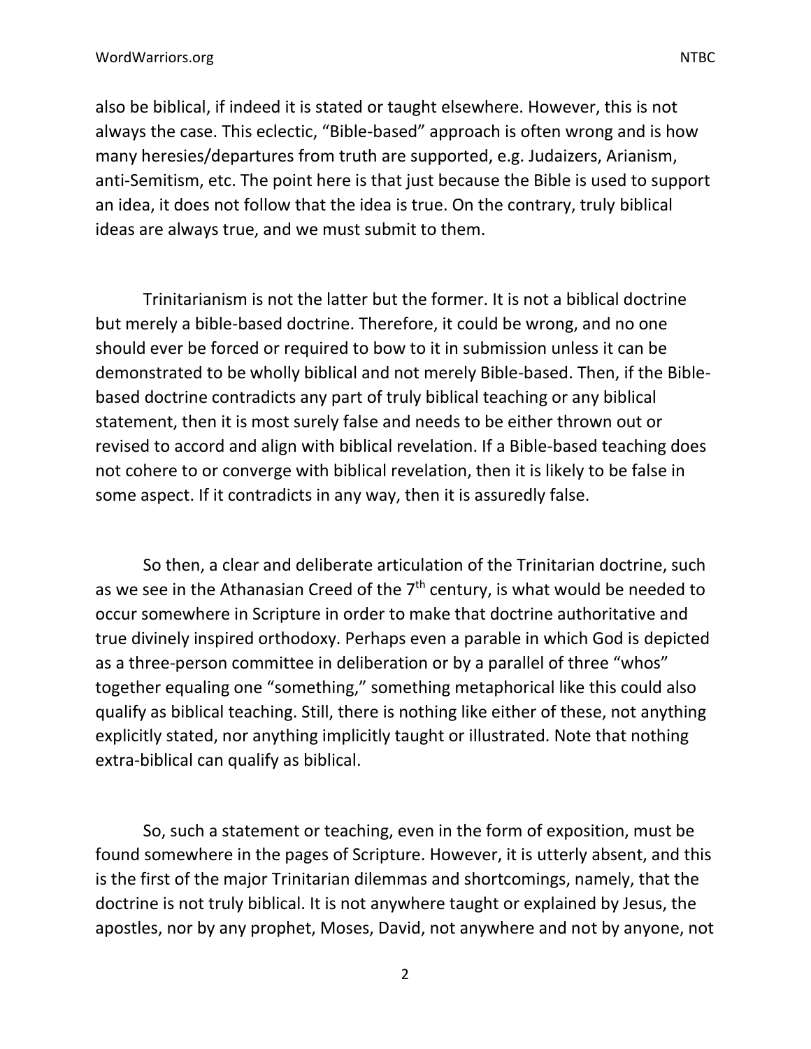also be biblical, if indeed it is stated or taught elsewhere. However, this is not always the case. This eclectic, "Bible-based" approach is often wrong and is how many heresies/departures from truth are supported, e.g. Judaizers, Arianism, anti-Semitism, etc. The point here is that just because the Bible is used to support an idea, it does not follow that the idea is true. On the contrary, truly biblical ideas are always true, and we must submit to them.

Trinitarianism is not the latter but the former. It is not a biblical doctrine but merely a bible-based doctrine. Therefore, it could be wrong, and no one should ever be forced or required to bow to it in submission unless it can be demonstrated to be wholly biblical and not merely Bible-based. Then, if the Bible-based doctrine contradicts any part of truly biblical teaching or any biblical statement, then it is most surely false and needs to be either thrown out or revised to accord and align with biblical revelation. If a Bible-based teaching does not cohere to or converge with biblical revelation, then it is likely to be false in some aspect. If it contradicts in any way, then it is assuredly false.

So then, a clear and deliberate articulation of the Trinitarian doctrine, such as we see in the Athanasian Creed of the 7th century, is what would be needed to occur somewhere in Scripture in order to make that doctrine authoritative and true divinely inspired orthodoxy. Perhaps even a parable in which God is depicted as a three-person committee in deliberation or by a parallel of three "whos" together equaling one "something," something metaphorical like this could also qualify as biblical teaching. Still, there is nothing like either of these, not anything explicitly stated, nor anything implicitly taught or illustrated. Note that nothing extra-biblical can qualify as biblical.

So, such a statement or teaching, even in the form of exposition, must be found somewhere in the pages of Scripture. However, it is utterly absent, and this is the first of the major Trinitarian dilemmas and shortcomings, namely, that the doctrine is not truly biblical. It is not anywhere taught or explained by Jesus, the apostles, nor by any prophet, Moses, David, not anywhere and not by anyone, not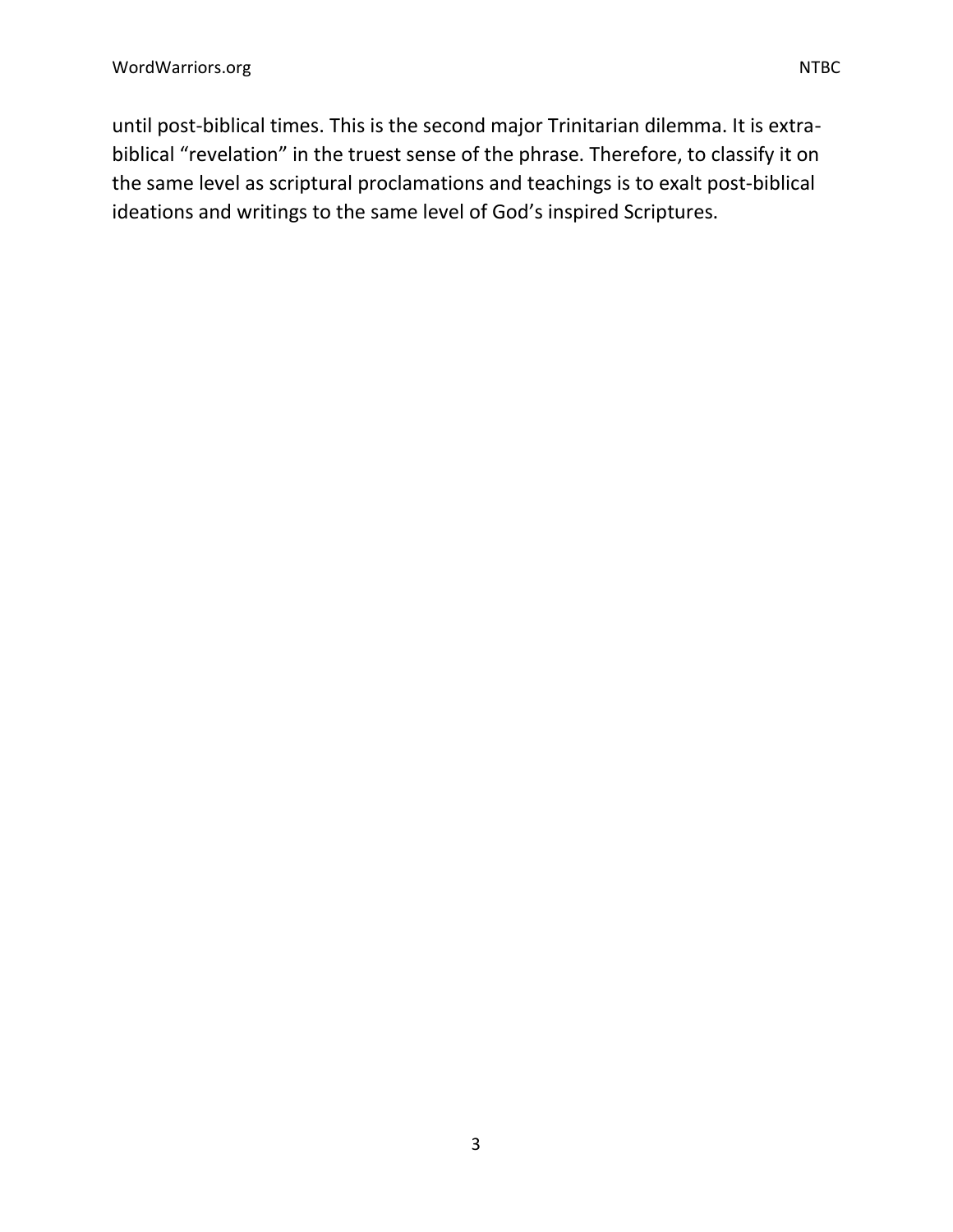until post-biblical times. This is the second major Trinitarian dilemma. It is extra-biblical "revelation" in the truest sense of the phrase. Therefore, to classify it on the same level as scriptural proclamations and teachings is to exalt post-biblical ideations and writings to the same level of God's inspired Scriptures.